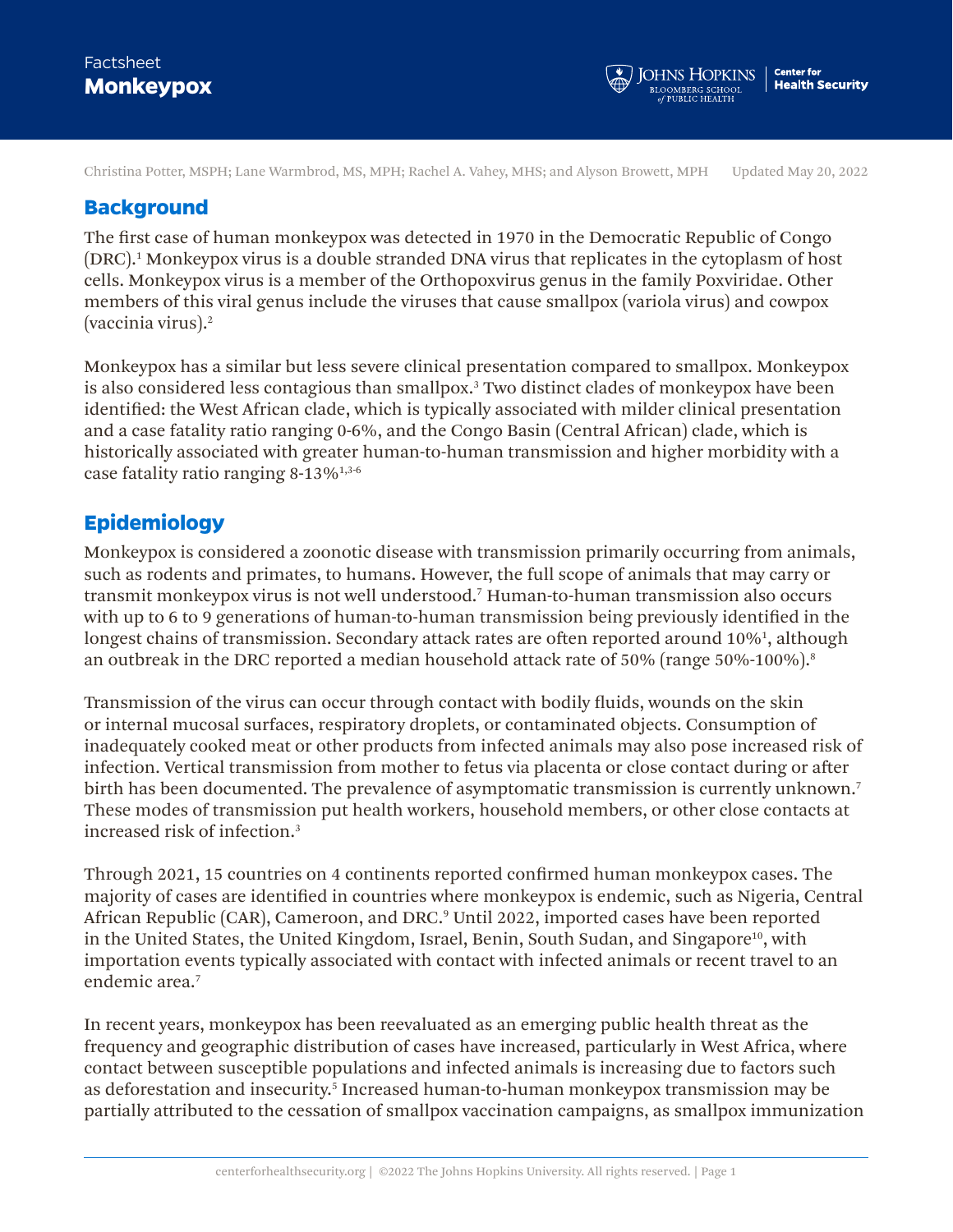Factsheet

# Monkeypox

Christina Potter, MSPH; Lane Warmbrod, MS, MPH; Rachel A. Vahey, MHS; and Alyson Browett, MPH     Updated May 20, 2022

## Background

The first case of human monkeypox was detected in 1970 in the Democratic Republic of Congo (DRC).[1] Monkeypox virus is a double stranded DNA virus that replicates in the cytoplasm of host cells. Monkeypox virus is a member of the Orthopoxvirus genus in the family Poxviridae. Other members of this viral genus include the viruses that cause smallpox (variola virus) and cowpox (vaccinia virus).[2]

Monkeypox has a similar but less severe clinical presentation compared to smallpox. Monkeypox is also considered less contagious than smallpox.[3] Two distinct clades of monkeypox have been identified: the West African clade, which is typically associated with milder clinical presentation and a case fatality ratio ranging 0-6%, and the Congo Basin (Central African) clade, which is historically associated with greater human-to-human transmission and higher morbidity with a case fatality ratio ranging 8-13%[1,3-6]

## Epidemiology

Monkeypox is considered a zoonotic disease with transmission primarily occurring from animals, such as rodents and primates, to humans. However, the full scope of animals that may carry or transmit monkeypox virus is not well understood.[7] Human-to-human transmission also occurs with up to 6 to 9 generations of human-to-human transmission being previously identified in the longest chains of transmission. Secondary attack rates are often reported around 10%[1], although an outbreak in the DRC reported a median household attack rate of 50% (range 50%-100%).[8]

Transmission of the virus can occur through contact with bodily fluids, wounds on the skin or internal mucosal surfaces, respiratory droplets, or contaminated objects. Consumption of inadequately cooked meat or other products from infected animals may also pose increased risk of infection. Vertical transmission from mother to fetus via placenta or close contact during or after birth has been documented. The prevalence of asymptomatic transmission is currently unknown.[7] These modes of transmission put health workers, household members, or other close contacts at increased risk of infection.[3]

Through 2021, 15 countries on 4 continents reported confirmed human monkeypox cases. The majority of cases are identified in countries where monkeypox is endemic, such as Nigeria, Central African Republic (CAR), Cameroon, and DRC.[9] Until 2022, imported cases have been reported in the United States, the United Kingdom, Israel, Benin, South Sudan, and Singapore[10], with importation events typically associated with contact with infected animals or recent travel to an endemic area.[7]

In recent years, monkeypox has been reevaluated as an emerging public health threat as the frequency and geographic distribution of cases have increased, particularly in West Africa, where contact between susceptible populations and infected animals is increasing due to factors such as deforestation and insecurity.[5] Increased human-to-human monkeypox transmission may be partially attributed to the cessation of smallpox vaccination campaigns, as smallpox immunization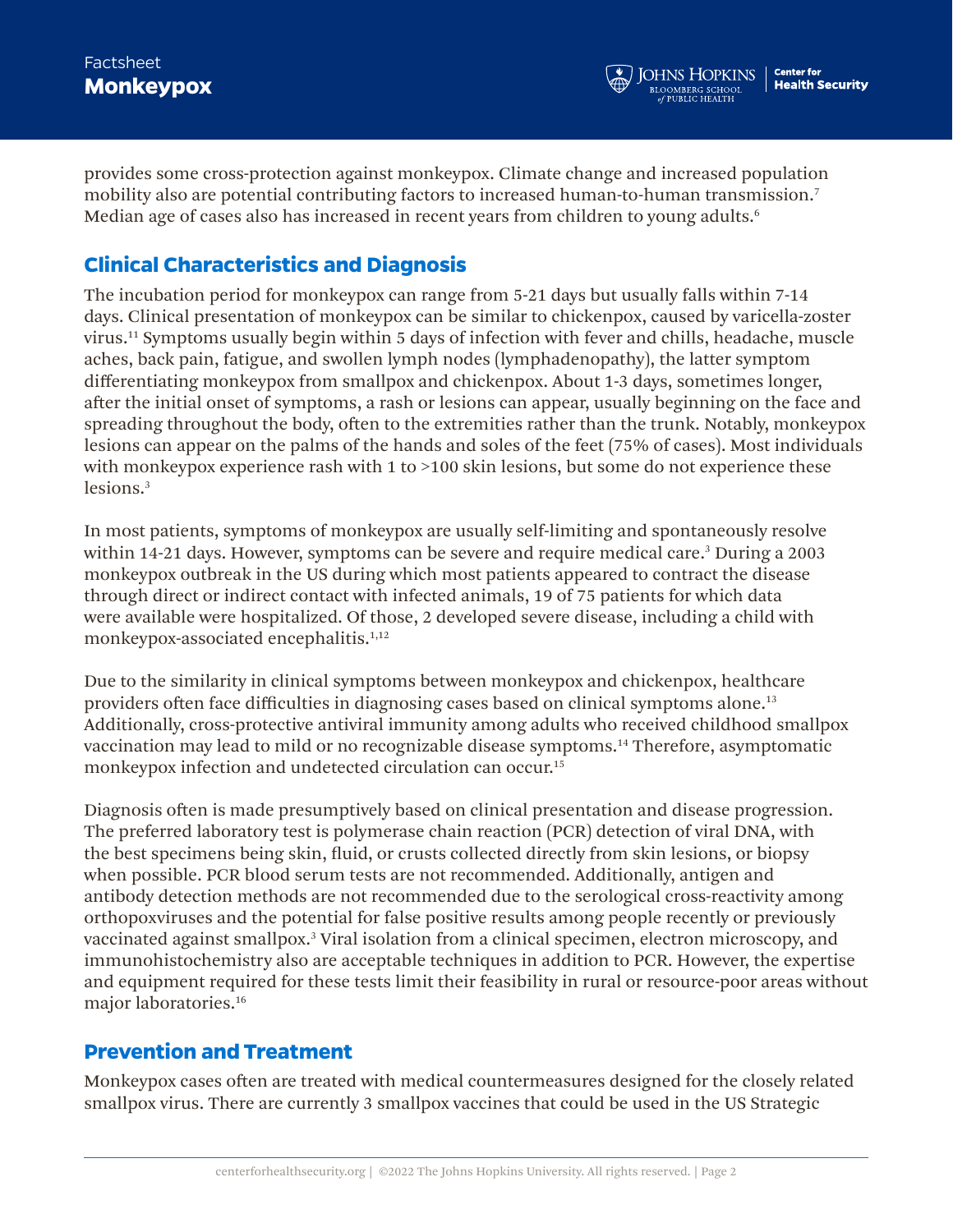provides some cross-protection against monkeypox. Climate change and increased population mobility also are potential contributing factors to increased human-to-human transmission.[7] Median age of cases also has increased in recent years from children to young adults.[6]

## Clinical Characteristics and Diagnosis

The incubation period for monkeypox can range from 5-21 days but usually falls within 7-14 days. Clinical presentation of monkeypox can be similar to chickenpox, caused by varicella-zoster virus.[11] Symptoms usually begin within 5 days of infection with fever and chills, headache, muscle aches, back pain, fatigue, and swollen lymph nodes (lymphadenopathy), the latter symptom differentiating monkeypox from smallpox and chickenpox. About 1-3 days, sometimes longer, after the initial onset of symptoms, a rash or lesions can appear, usually beginning on the face and spreading throughout the body, often to the extremities rather than the trunk. Notably, monkeypox lesions can appear on the palms of the hands and soles of the feet (75% of cases). Most individuals with monkeypox experience rash with 1 to >100 skin lesions, but some do not experience these lesions.[3]

In most patients, symptoms of monkeypox are usually self-limiting and spontaneously resolve within 14-21 days. However, symptoms can be severe and require medical care.[3] During a 2003 monkeypox outbreak in the US during which most patients appeared to contract the disease through direct or indirect contact with infected animals, 19 of 75 patients for which data were available were hospitalized. Of those, 2 developed severe disease, including a child with monkeypox-associated encephalitis.[1,12]

Due to the similarity in clinical symptoms between monkeypox and chickenpox, healthcare providers often face difficulties in diagnosing cases based on clinical symptoms alone.[13] Additionally, cross-protective antiviral immunity among adults who received childhood smallpox vaccination may lead to mild or no recognizable disease symptoms.[14] Therefore, asymptomatic monkeypox infection and undetected circulation can occur.[15]

Diagnosis often is made presumptively based on clinical presentation and disease progression. The preferred laboratory test is polymerase chain reaction (PCR) detection of viral DNA, with the best specimens being skin, fluid, or crusts collected directly from skin lesions, or biopsy when possible. PCR blood serum tests are not recommended. Additionally, antigen and antibody detection methods are not recommended due to the serological cross-reactivity among orthopoxviruses and the potential for false positive results among people recently or previously vaccinated against smallpox.[3] Viral isolation from a clinical specimen, electron microscopy, and immunohistochemistry also are acceptable techniques in addition to PCR. However, the expertise and equipment required for these tests limit their feasibility in rural or resource-poor areas without major laboratories.[16]

## Prevention and Treatment

Monkeypox cases often are treated with medical countermeasures designed for the closely related smallpox virus. There are currently 3 smallpox vaccines that could be used in the US Strategic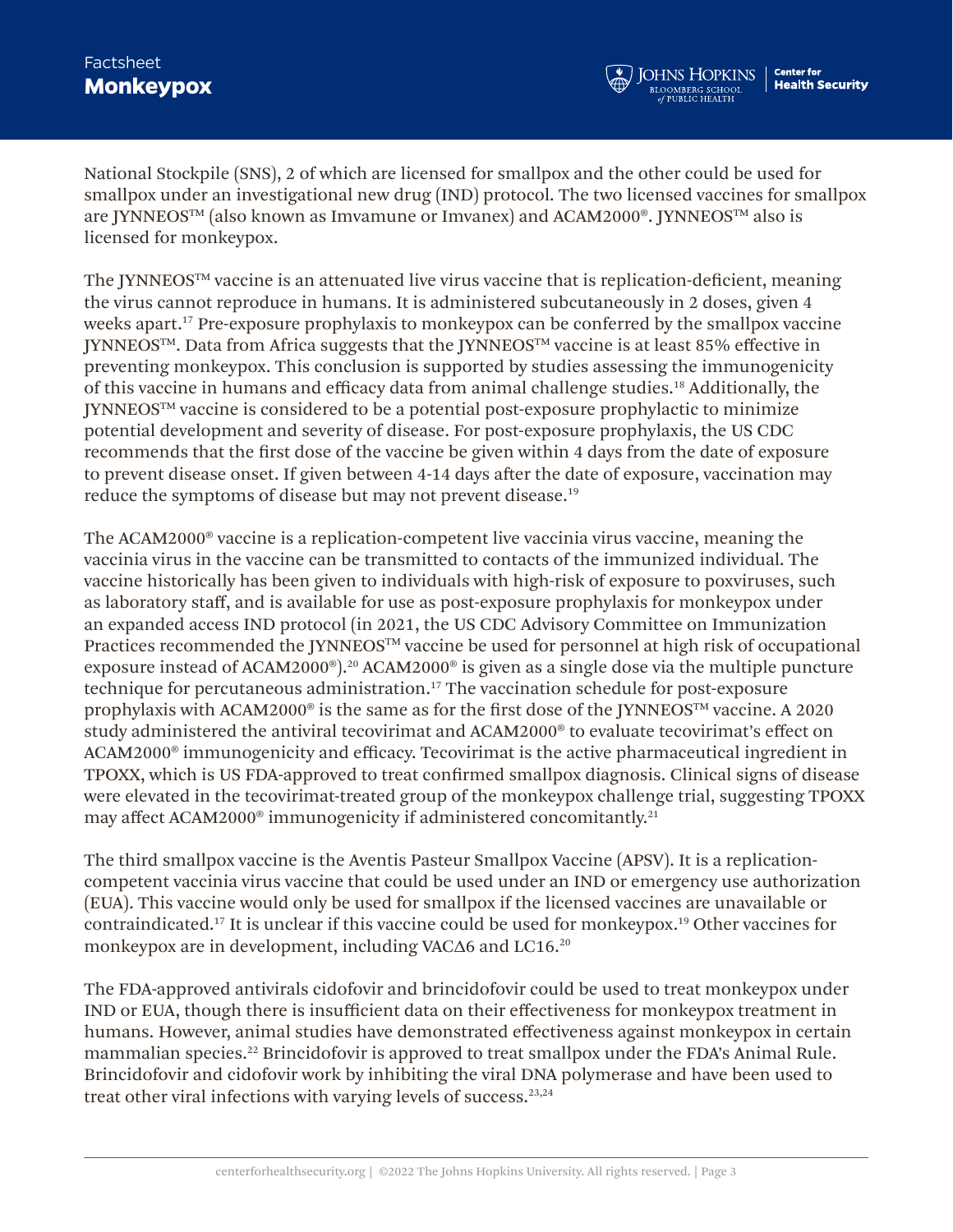National Stockpile (SNS), 2 of which are licensed for smallpox and the other could be used for smallpox under an investigational new drug (IND) protocol. The two licensed vaccines for smallpox are JYNNEOS™ (also known as Imvamune or Imvanex) and ACAM2000®. JYNNEOS™ also is licensed for monkeypox.

The JYNNEOS™ vaccine is an attenuated live virus vaccine that is replication-deficient, meaning the virus cannot reproduce in humans. It is administered subcutaneously in 2 doses, given 4 weeks apart.[17] Pre-exposure prophylaxis to monkeypox can be conferred by the smallpox vaccine JYNNEOS™. Data from Africa suggests that the JYNNEOS™ vaccine is at least 85% effective in preventing monkeypox. This conclusion is supported by studies assessing the immunogenicity of this vaccine in humans and efficacy data from animal challenge studies.[18] Additionally, the JYNNEOS™ vaccine is considered to be a potential post-exposure prophylactic to minimize potential development and severity of disease. For post-exposure prophylaxis, the US CDC recommends that the first dose of the vaccine be given within 4 days from the date of exposure to prevent disease onset. If given between 4-14 days after the date of exposure, vaccination may reduce the symptoms of disease but may not prevent disease.[19]

The ACAM2000® vaccine is a replication-competent live vaccinia virus vaccine, meaning the vaccinia virus in the vaccine can be transmitted to contacts of the immunized individual. The vaccine historically has been given to individuals with high-risk of exposure to poxviruses, such as laboratory staff, and is available for use as post-exposure prophylaxis for monkeypox under an expanded access IND protocol (in 2021, the US CDC Advisory Committee on Immunization Practices recommended the JYNNEOS™ vaccine be used for personnel at high risk of occupational exposure instead of ACAM2000®).[20] ACAM2000® is given as a single dose via the multiple puncture technique for percutaneous administration.[17] The vaccination schedule for post-exposure prophylaxis with ACAM2000® is the same as for the first dose of the JYNNEOS™ vaccine. A 2020 study administered the antiviral tecovirimat and ACAM2000® to evaluate tecovirimat's effect on ACAM2000® immunogenicity and efficacy. Tecovirimat is the active pharmaceutical ingredient in TPOXX, which is US FDA-approved to treat confirmed smallpox diagnosis. Clinical signs of disease were elevated in the tecovirimat-treated group of the monkeypox challenge trial, suggesting TPOXX may affect ACAM2000® immunogenicity if administered concomitantly.[21]

The third smallpox vaccine is the Aventis Pasteur Smallpox Vaccine (APSV). It is a replication-competent vaccinia virus vaccine that could be used under an IND or emergency use authorization (EUA). This vaccine would only be used for smallpox if the licensed vaccines are unavailable or contraindicated.[17] It is unclear if this vaccine could be used for monkeypox.[19] Other vaccines for monkeypox are in development, including VACΔ6 and LC16.[20]

The FDA-approved antivirals cidofovir and brincidofovir could be used to treat monkeypox under IND or EUA, though there is insufficient data on their effectiveness for monkeypox treatment in humans. However, animal studies have demonstrated effectiveness against monkeypox in certain mammalian species.[22] Brincidofovir is approved to treat smallpox under the FDA's Animal Rule. Brincidofovir and cidofovir work by inhibiting the viral DNA polymerase and have been used to treat other viral infections with varying levels of success.[23,24]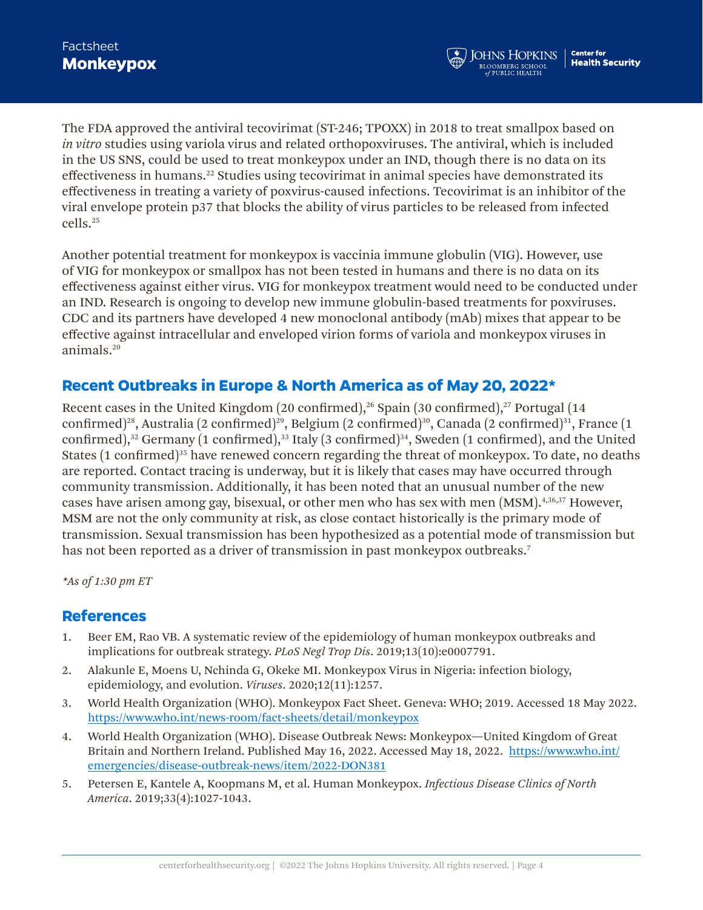The FDA approved the antiviral tecovirimat (ST-246; TPOXX) in 2018 to treat smallpox based on *in vitro* studies using variola virus and related orthopoxviruses. The antiviral, which is included in the US SNS, could be used to treat monkeypox under an IND, though there is no data on its effectiveness in humans.[22] Studies using tecovirimat in animal species have demonstrated its effectiveness in treating a variety of poxvirus-caused infections. Tecovirimat is an inhibitor of the viral envelope protein p37 that blocks the ability of virus particles to be released from infected cells.[25]

Another potential treatment for monkeypox is vaccinia immune globulin (VIG). However, use of VIG for monkeypox or smallpox has not been tested in humans and there is no data on its effectiveness against either virus. VIG for monkeypox treatment would need to be conducted under an IND. Research is ongoing to develop new immune globulin-based treatments for poxviruses. CDC and its partners have developed 4 new monoclonal antibody (mAb) mixes that appear to be effective against intracellular and enveloped virion forms of variola and monkeypox viruses in animals.[20]

## Recent Outbreaks in Europe & North America as of May 20, 2022*

Recent cases in the United Kingdom (20 confirmed),[26] Spain (30 confirmed),[27] Portugal (14 confirmed)[28], Australia (2 confirmed)[29], Belgium (2 confirmed)[30], Canada (2 confirmed)[31], France (1 confirmed),[32] Germany (1 confirmed),[33] Italy (3 confirmed)[34], Sweden (1 confirmed), and the United States (1 confirmed)[35] have renewed concern regarding the threat of monkeypox. To date, no deaths are reported. Contact tracing is underway, but it is likely that cases may have occurred through community transmission. Additionally, it has been noted that an unusual number of the new cases have arisen among gay, bisexual, or other men who has sex with men (MSM).[4,36,37] However, MSM are not the only community at risk, as close contact historically is the primary mode of transmission. Sexual transmission has been hypothesized as a potential mode of transmission but has not been reported as a driver of transmission in past monkeypox outbreaks.[7]

*\*As of 1:30 pm ET*

## References

1. Beer EM, Rao VB. A systematic review of the epidemiology of human monkeypox outbreaks and implications for outbreak strategy. *PLoS Negl Trop Dis*. 2019;13(10):e0007791.
2. Alakunle E, Moens U, Nchinda G, Okeke MI. Monkeypox Virus in Nigeria: infection biology, epidemiology, and evolution. *Viruses*. 2020;12(11):1257.
3. World Health Organization (WHO). Monkeypox Fact Sheet. Geneva: WHO; 2019. Accessed 18 May 2022. https://www.who.int/news-room/fact-sheets/detail/monkeypox
4. World Health Organization (WHO). Disease Outbreak News: Monkeypox—United Kingdom of Great Britain and Northern Ireland. Published May 16, 2022. Accessed May 18, 2022. https://www.who.int/emergencies/disease-outbreak-news/item/2022-DON381
5. Petersen E, Kantele A, Koopmans M, et al. Human Monkeypox. *Infectious Disease Clinics of North America*. 2019;33(4):1027-1043.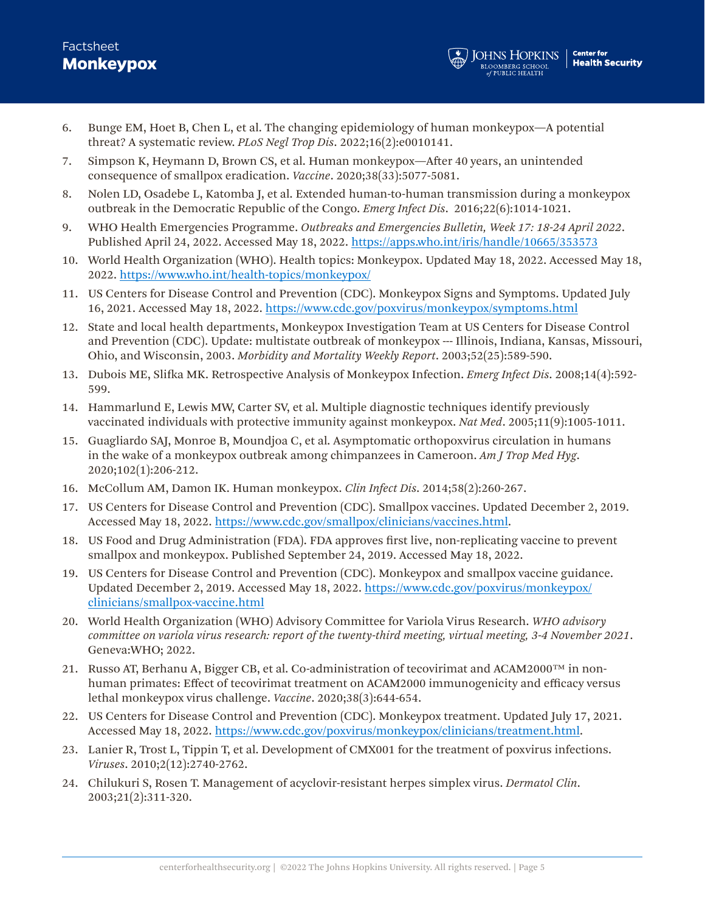6. Bunge EM, Hoet B, Chen L, et al. The changing epidemiology of human monkeypox—A potential threat? A systematic review. *PLoS Negl Trop Dis*. 2022;16(2):e0010141.
7. Simpson K, Heymann D, Brown CS, et al. Human monkeypox—After 40 years, an unintended consequence of smallpox eradication. *Vaccine*. 2020;38(33):5077-5081.
8. Nolen LD, Osadebe L, Katomba J, et al. Extended human-to-human transmission during a monkeypox outbreak in the Democratic Republic of the Congo. *Emerg Infect Dis*. 2016;22(6):1014-1021.
9. WHO Health Emergencies Programme. *Outbreaks and Emergencies Bulletin, Week 17: 18-24 April 2022*. Published April 24, 2022. Accessed May 18, 2022. https://apps.who.int/iris/handle/10665/353573
10. World Health Organization (WHO). Health topics: Monkeypox. Updated May 18, 2022. Accessed May 18, 2022. https://www.who.int/health-topics/monkeypox/
11. US Centers for Disease Control and Prevention (CDC). Monkeypox Signs and Symptoms. Updated July 16, 2021. Accessed May 18, 2022. https://www.cdc.gov/poxvirus/monkeypox/symptoms.html
12. State and local health departments, Monkeypox Investigation Team at US Centers for Disease Control and Prevention (CDC). Update: multistate outbreak of monkeypox --- Illinois, Indiana, Kansas, Missouri, Ohio, and Wisconsin, 2003. *Morbidity and Mortality Weekly Report*. 2003;52(25):589-590.
13. Dubois ME, Slifka MK. Retrospective Analysis of Monkeypox Infection. *Emerg Infect Dis*. 2008;14(4):592-599.
14. Hammarlund E, Lewis MW, Carter SV, et al. Multiple diagnostic techniques identify previously vaccinated individuals with protective immunity against monkeypox. *Nat Med*. 2005;11(9):1005-1011.
15. Guagliardo SAJ, Monroe B, Moundjoa C, et al. Asymptomatic orthopoxvirus circulation in humans in the wake of a monkeypox outbreak among chimpanzees in Cameroon. *Am J Trop Med Hyg*. 2020;102(1):206-212.
16. McCollum AM, Damon IK. Human monkeypox. *Clin Infect Dis*. 2014;58(2):260-267.
17. US Centers for Disease Control and Prevention (CDC). Smallpox vaccines. Updated December 2, 2019. Accessed May 18, 2022. https://www.cdc.gov/smallpox/clinicians/vaccines.html.
18. US Food and Drug Administration (FDA). FDA approves first live, non-replicating vaccine to prevent smallpox and monkeypox. Published September 24, 2019. Accessed May 18, 2022.
19. US Centers for Disease Control and Prevention (CDC). Monkeypox and smallpox vaccine guidance. Updated December 2, 2019. Accessed May 18, 2022. https://www.cdc.gov/poxvirus/monkeypox/clinicians/smallpox-vaccine.html
20. World Health Organization (WHO) Advisory Committee for Variola Virus Research. *WHO advisory committee on variola virus research: report of the twenty-third meeting, virtual meeting, 3-4 November 2021*. Geneva:WHO; 2022.
21. Russo AT, Berhanu A, Bigger CB, et al. Co-administration of tecovirimat and ACAM2000™ in non-human primates: Effect of tecovirimat treatment on ACAM2000 immunogenicity and efficacy versus lethal monkeypox virus challenge. *Vaccine*. 2020;38(3):644-654.
22. US Centers for Disease Control and Prevention (CDC). Monkeypox treatment. Updated July 17, 2021. Accessed May 18, 2022. https://www.cdc.gov/poxvirus/monkeypox/clinicians/treatment.html.
23. Lanier R, Trost L, Tippin T, et al. Development of CMX001 for the treatment of poxvirus infections. *Viruses*. 2010;2(12):2740-2762.
24. Chilukuri S, Rosen T. Management of acyclovir-resistant herpes simplex virus. *Dermatol Clin*. 2003;21(2):311-320.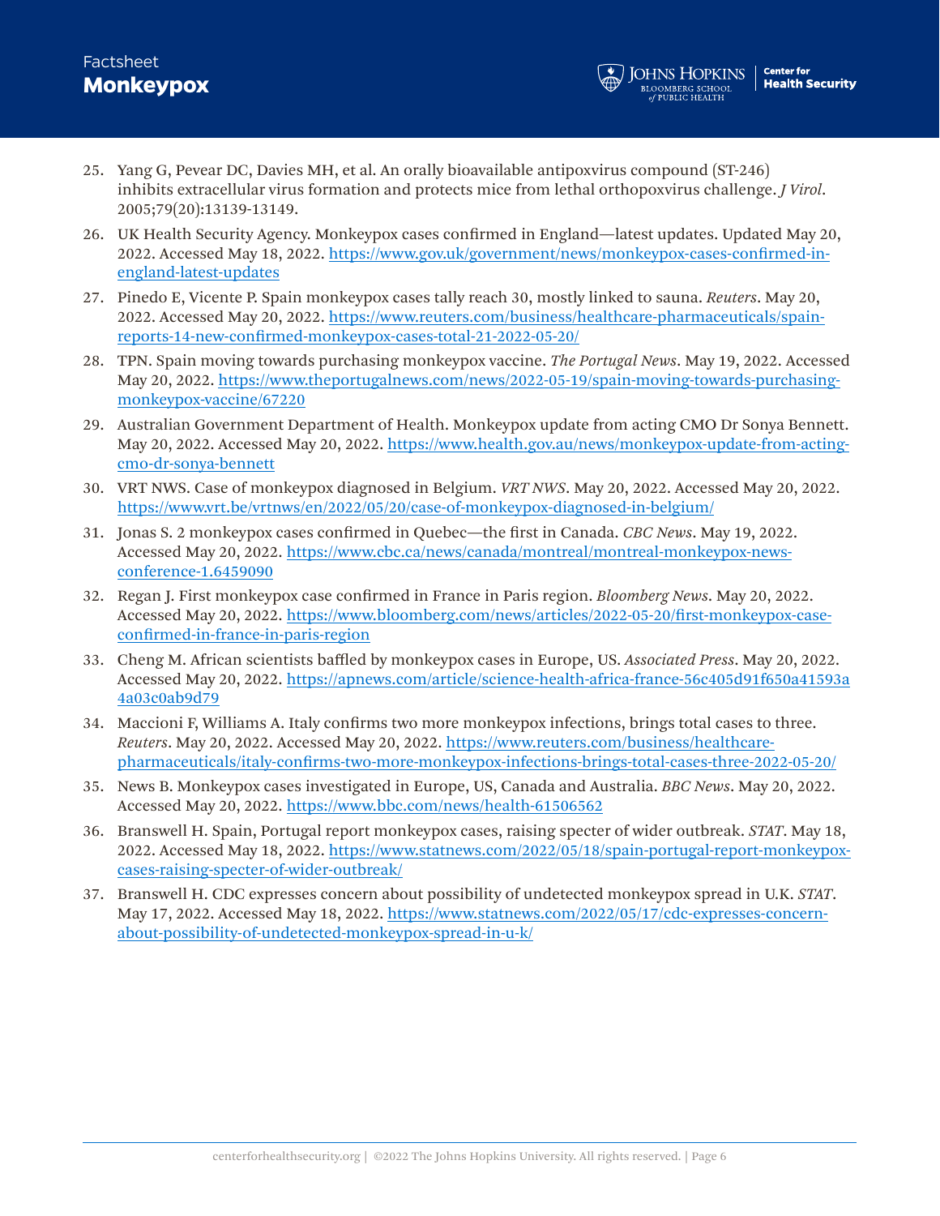25. Yang G, Pevear DC, Davies MH, et al. An orally bioavailable antipoxvirus compound (ST-246) inhibits extracellular virus formation and protects mice from lethal orthopoxvirus challenge. *J Virol*. 2005;79(20):13139-13149.
26. UK Health Security Agency. Monkeypox cases confirmed in England—latest updates. Updated May 20, 2022. Accessed May 18, 2022. https://www.gov.uk/government/news/monkeypox-cases-confirmed-in-england-latest-updates
27. Pinedo E, Vicente P. Spain monkeypox cases tally reach 30, mostly linked to sauna. *Reuters*. May 20, 2022. Accessed May 20, 2022. https://www.reuters.com/business/healthcare-pharmaceuticals/spain-reports-14-new-confirmed-monkeypox-cases-total-21-2022-05-20/
28. TPN. Spain moving towards purchasing monkeypox vaccine. *The Portugal News*. May 19, 2022. Accessed May 20, 2022. https://www.theportugalnews.com/news/2022-05-19/spain-moving-towards-purchasing-monkeypox-vaccine/67220
29. Australian Government Department of Health. Monkeypox update from acting CMO Dr Sonya Bennett. May 20, 2022. Accessed May 20, 2022. https://www.health.gov.au/news/monkeypox-update-from-acting-cmo-dr-sonya-bennett
30. VRT NWS. Case of monkeypox diagnosed in Belgium. *VRT NWS*. May 20, 2022. Accessed May 20, 2022. https://www.vrt.be/vrtnws/en/2022/05/20/case-of-monkeypox-diagnosed-in-belgium/
31. Jonas S. 2 monkeypox cases confirmed in Quebec—the first in Canada. *CBC News*. May 19, 2022. Accessed May 20, 2022. https://www.cbc.ca/news/canada/montreal/montreal-monkeypox-news-conference-1.6459090
32. Regan J. First monkeypox case confirmed in France in Paris region. *Bloomberg News*. May 20, 2022. Accessed May 20, 2022. https://www.bloomberg.com/news/articles/2022-05-20/first-monkeypox-case-confirmed-in-france-in-paris-region
33. Cheng M. African scientists baffled by monkeypox cases in Europe, US. *Associated Press*. May 20, 2022. Accessed May 20, 2022. https://apnews.com/article/science-health-africa-france-56c405d91f650a41593a4a03c0ab9d79
34. Maccioni F, Williams A. Italy confirms two more monkeypox infections, brings total cases to three. *Reuters*. May 20, 2022. Accessed May 20, 2022. https://www.reuters.com/business/healthcare-pharmaceuticals/italy-confirms-two-more-monkeypox-infections-brings-total-cases-three-2022-05-20/
35. News B. Monkeypox cases investigated in Europe, US, Canada and Australia. *BBC News*. May 20, 2022. Accessed May 20, 2022. https://www.bbc.com/news/health-61506562
36. Branswell H. Spain, Portugal report monkeypox cases, raising specter of wider outbreak. *STAT*. May 18, 2022. Accessed May 18, 2022. https://www.statnews.com/2022/05/18/spain-portugal-report-monkeypox-cases-raising-specter-of-wider-outbreak/
37. Branswell H. CDC expresses concern about possibility of undetected monkeypox spread in U.K. *STAT*. May 17, 2022. Accessed May 18, 2022. https://www.statnews.com/2022/05/17/cdc-expresses-concern-about-possibility-of-undetected-monkeypox-spread-in-u-k/